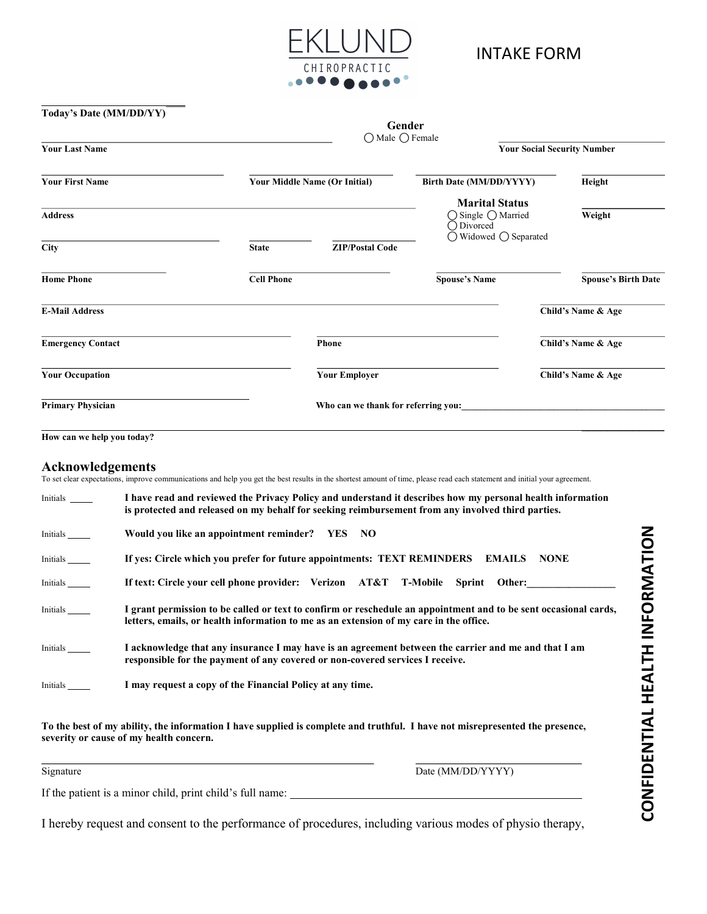EKLUND CHIROPRACTIC

# INTAKE FORM

**Today's Date (MM/DD/YY)**

**Your Last Name**

**Gender**
◯ Male ◯ Female

**Your Social Security Number**

**Your First Name**

**Your Middle Name (Or Initial)**

**Birth Date (MM/DD/YYYY)**

**Height**

**Address**

**Marital Status**
◯ Single ◯ Married
◯ Divorced
◯ Widowed ◯ Separated

**Weight**

**City**

**State**

**ZIP/Postal Code**

**Home Phone**

**Cell Phone**

**Spouse's Name**

**Spouse's Birth Date**

**E-Mail Address**

**Child's Name & Age**

**Emergency Contact**

**Phone**

**Child's Name & Age**

**Your Occupation**

**Your Employer**

**Child's Name & Age**

**Primary Physician**

**Who can we thank for referring you:**

**How can we help you today?**

## Acknowledgements

To set clear expectations, improve communications and help you get the best results in the shortest amount of time, please read each statement and initial your agreement.

Initials ____ **I have read and reviewed the Privacy Policy and understand it describes how my personal health information is protected and released on my behalf for seeking reimbursement from any involved third parties.**

Initials ____ **Would you like an appointment reminder? YES NO**

Initials ____ **If yes: Circle which you prefer for future appointments: TEXT REMINDERS EMAILS NONE**

Initials ____ **If text: Circle your cell phone provider: Verizon AT&T T-Mobile Sprint Other:________________**

Initials ____ **I grant permission to be called or text to confirm or reschedule an appointment and to be sent occasional cards, letters, emails, or health information to me as an extension of my care in the office.**

Initials ____ **I acknowledge that any insurance I may have is an agreement between the carrier and me and that I am responsible for the payment of any covered or non-covered services I receive.**

Initials ____ **I may request a copy of the Financial Policy at any time.**

**To the best of my ability, the information I have supplied is complete and truthful. I have not misrepresented the presence, severity or cause of my health concern.**

Signature

Date (MM/DD/YYYY)

If the patient is a minor child, print child's full name: ________________________________

I hereby request and consent to the performance of procedures, including various modes of physio therapy,

**CONFIDENTIAL HEALTH INFORMATION**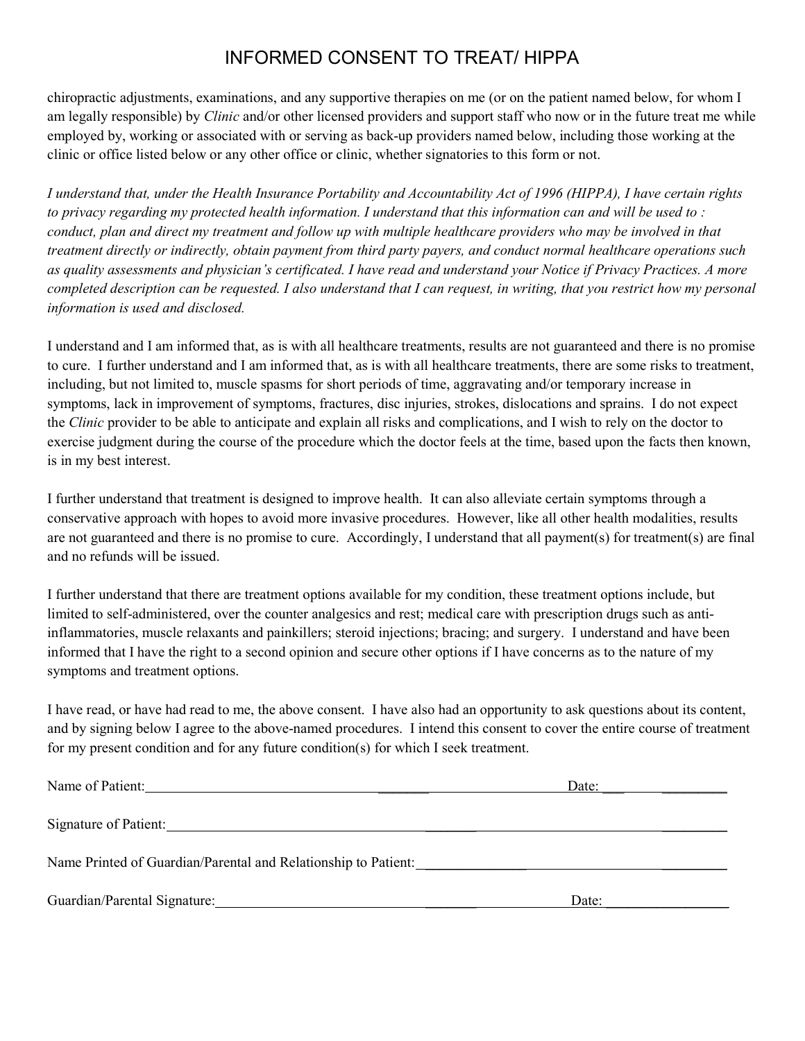# INFORMED CONSENT TO TREAT/ HIPPA

chiropractic adjustments, examinations, and any supportive therapies on me (or on the patient named below, for whom I am legally responsible) by *Clinic* and/or other licensed providers and support staff who now or in the future treat me while employed by, working or associated with or serving as back-up providers named below, including those working at the clinic or office listed below or any other office or clinic, whether signatories to this form or not.

*I understand that, under the Health Insurance Portability and Accountability Act of 1996 (HIPPA), I have certain rights to privacy regarding my protected health information. I understand that this information can and will be used to : conduct, plan and direct my treatment and follow up with multiple healthcare providers who may be involved in that treatment directly or indirectly, obtain payment from third party payers, and conduct normal healthcare operations such as quality assessments and physician's certificated. I have read and understand your Notice if Privacy Practices. A more completed description can be requested. I also understand that I can request, in writing, that you restrict how my personal information is used and disclosed.*

I understand and I am informed that, as is with all healthcare treatments, results are not guaranteed and there is no promise to cure. I further understand and I am informed that, as is with all healthcare treatments, there are some risks to treatment, including, but not limited to, muscle spasms for short periods of time, aggravating and/or temporary increase in symptoms, lack in improvement of symptoms, fractures, disc injuries, strokes, dislocations and sprains. I do not expect the *Clinic* provider to be able to anticipate and explain all risks and complications, and I wish to rely on the doctor to exercise judgment during the course of the procedure which the doctor feels at the time, based upon the facts then known, is in my best interest.

I further understand that treatment is designed to improve health. It can also alleviate certain symptoms through a conservative approach with hopes to avoid more invasive procedures. However, like all other health modalities, results are not guaranteed and there is no promise to cure. Accordingly, I understand that all payment(s) for treatment(s) are final and no refunds will be issued.

I further understand that there are treatment options available for my condition, these treatment options include, but limited to self-administered, over the counter analgesics and rest; medical care with prescription drugs such as anti-inflammatories, muscle relaxants and painkillers; steroid injections; bracing; and surgery. I understand and have been informed that I have the right to a second opinion and secure other options if I have concerns as to the nature of my symptoms and treatment options.

I have read, or have had read to me, the above consent. I have also had an opportunity to ask questions about its content, and by signing below I agree to the above-named procedures. I intend this consent to cover the entire course of treatment for my present condition and for any future condition(s) for which I seek treatment.

Name of Patient:______________________________________ Date:______________

Signature of Patient:__________________________________________________________

Name Printed of Guardian/Parental and Relationship to Patient:______________________________

Guardian/Parental Signature:__________________________________ Date:______________